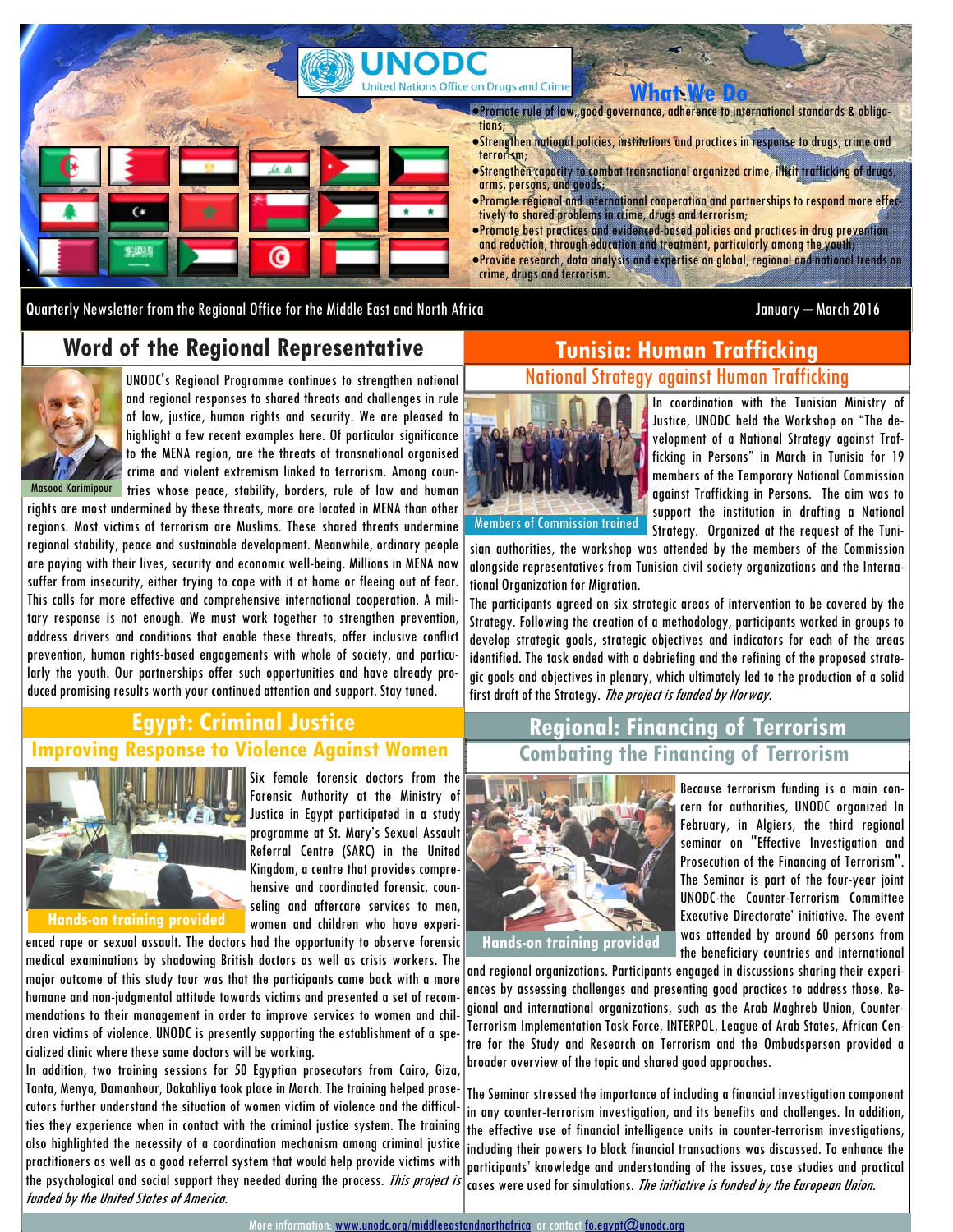UNODC
United Nations Office on Drugs and Crime

## What We Do

- Promote rule of law, good governance, adherence to international standards & obligations;
- Strengthen national policies, institutions and practices in response to drugs, crime and terrorism;
- Strengthen capacity to combat transnational organized crime, illicit trafficking of drugs, arms, persons, and goods;
- Promote regional and international cooperation and partnerships to respond more effectively to shared problems in crime, drugs and terrorism;
- Promote best practices and evidenced-based policies and practices in drug prevention and reduction, through education and treatment, particularly among the youth;
- Provide research, data analysis and expertise on global, regional and national trends on crime, drugs and terrorism.

Quarterly Newsletter from the Regional Office for the Middle East and North Africa

January – March 2016

## Word of the Regional Representative

Masood Karimipour

UNODC's Regional Programme continues to strengthen national and regional responses to shared threats and challenges in rule of law, justice, human rights and security. We are pleased to highlight a few recent examples here. Of particular significance to the MENA region, are the threats of transnational organised crime and violent extremism linked to terrorism. Among countries whose peace, stability, borders, rule of law and human rights are most undermined by these threats, more are located in MENA than other regions. Most victims of terrorism are Muslims. These shared threats undermine regional stability, peace and sustainable development. Meanwhile, ordinary people are paying with their lives, security and economic well-being. Millions in MENA now suffer from insecurity, either trying to cope with it at home or fleeing out of fear. This calls for more effective and comprehensive international cooperation. A military response is not enough. We must work together to strengthen prevention, address drivers and conditions that enable these threats, offer inclusive conflict prevention, human rights-based engagements with whole of society, and particularly the youth. Our partnerships offer such opportunities and have already produced promising results worth your continued attention and support. Stay tuned.

## Egypt: Criminal Justice

### Improving Response to Violence Against Women

Hands-on training provided

Six female forensic doctors from the Forensic Authority at the Ministry of Justice in Egypt participated in a study programme at St. Mary's Sexual Assault Referral Centre (SARC) in the United Kingdom, a centre that provides comprehensive and coordinated forensic, counseling and aftercare services to men, women and children who have experienced rape or sexual assault. The doctors had the opportunity to observe forensic medical examinations by shadowing British doctors as well as crisis workers. The major outcome of this study tour was that the participants came back with a more humane and non-judgmental attitude towards victims and presented a set of recommendations to their management in order to improve services to women and children victims of violence. UNODC is presently supporting the establishment of a specialized clinic where these same doctors will be working.

In addition, two training sessions for 50 Egyptian prosecutors from Cairo, Giza, Tanta, Menya, Damanhour, Dakahliya took place in March. The training helped prosecutors further understand the situation of women victim of violence and the difficulties they experience when in contact with the criminal justice system. The training also highlighted the necessity of a coordination mechanism among criminal justice practitioners as well as a good referral system that would help provide victims with the psychological and social support they needed during the process. *This project is funded by the United States of America.*

## Tunisia: Human Trafficking

### National Strategy against Human Trafficking

Members of Commission trained

In coordination with the Tunisian Ministry of Justice, UNODC held the Workshop on "The development of a National Strategy against Trafficking in Persons" in March in Tunisia for 19 members of the Temporary National Commission against Trafficking in Persons. The aim was to support the institution in drafting a National Strategy. Organized at the request of the Tunisian authorities, the workshop was attended by the members of the Commission alongside representatives from Tunisian civil society organizations and the International Organization for Migration.

The participants agreed on six strategic areas of intervention to be covered by the Strategy. Following the creation of a methodology, participants worked in groups to develop strategic goals, strategic objectives and indicators for each of the areas identified. The task ended with a debriefing and the refining of the proposed strategic goals and objectives in plenary, which ultimately led to the production of a solid first draft of the Strategy. *The project is funded by Norway.*

## Regional: Financing of Terrorism

### Combating the Financing of Terrorism

Hands-on training provided

Because terrorism funding is a main concern for authorities, UNODC organized In February, in Algiers, the third regional seminar on "Effective Investigation and Prosecution of the Financing of Terrorism". The Seminar is part of the four-year joint UNODC-the Counter-Terrorism Committee Executive Directorate' initiative. The event was attended by around 60 persons from the beneficiary countries and international and regional organizations. Participants engaged in discussions sharing their experiences by assessing challenges and presenting good practices to address those. Regional and international organizations, such as the Arab Maghreb Union, Counter-Terrorism Implementation Task Force, INTERPOL, League of Arab States, African Centre for the Study and Research on Terrorism and the Ombudsperson provided a broader overview of the topic and shared good approaches.

The Seminar stressed the importance of including a financial investigation component in any counter-terrorism investigation, and its benefits and challenges. In addition, the effective use of financial intelligence units in counter-terrorism investigations, including their powers to block financial transactions was discussed. To enhance the participants' knowledge and understanding of the issues, case studies and practical cases were used for simulations. *The initiative is funded by the European Union.*

More information: www.unodc.org/middleeastandnorthafrica or contact fo.egypt@unodc.org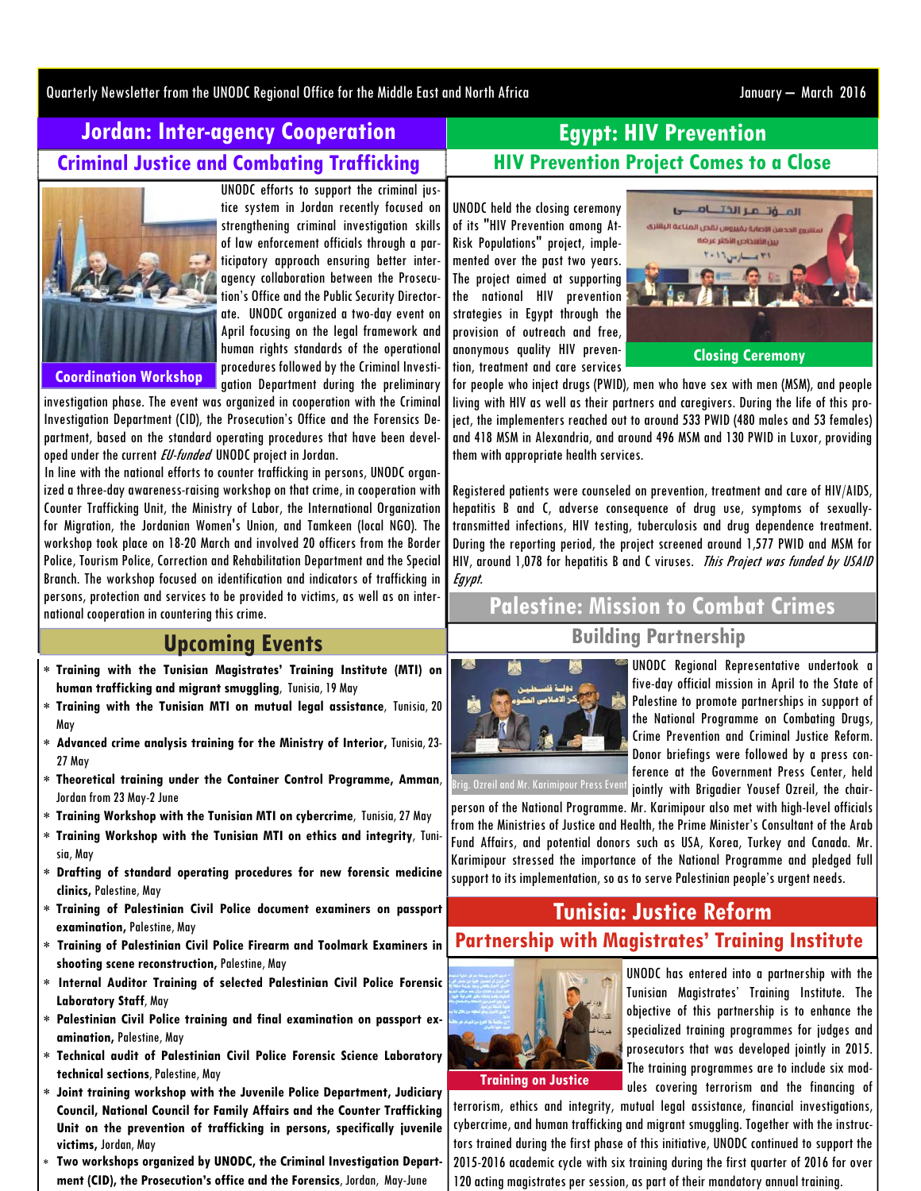Quarterly Newsletter from the UNODC Regional Office for the Middle East and North Africa — January – March 2016

## Jordan: Inter-agency Cooperation

### Criminal Justice and Combating Trafficking

Coordination Workshop

UNODC efforts to support the criminal justice system in Jordan recently focused on strengthening criminal investigation skills of law enforcement officials through a participatory approach ensuring better inter-agency collaboration between the Prosecution's Office and the Public Security Directorate. UNODC organized a two-day event on April focusing on the legal framework and human rights standards of the operational procedures followed by the Criminal Investigation Department during the preliminary investigation phase. The event was organized in cooperation with the Criminal Investigation Department (CID), the Prosecution's Office and the Forensics Department, based on the standard operating procedures that have been developed under the current *EU-funded* UNODC project in Jordan.

In line with the national efforts to counter trafficking in persons, UNODC organized a three-day awareness-raising workshop on that crime, in cooperation with Counter Trafficking Unit, the Ministry of Labor, the International Organization for Migration, the Jordanian Women's Union, and Tamkeen (local NGO). The workshop took place on 18-20 March and involved 20 officers from the Border Police, Tourism Police, Correction and Rehabilitation Department and the Special Branch. The workshop focused on identification and indicators of trafficking in persons, protection and services to be provided to victims, as well as on international cooperation in countering this crime.

## Upcoming Events

- **Training with the Tunisian Magistrates' Training Institute (MTI) on human trafficking and migrant smuggling**, Tunisia, 19 May
- **Training with the Tunisian MTI on mutual legal assistance**, Tunisia, 20 May
- **Advanced crime analysis training for the Ministry of Interior,** Tunisia, 23-27 May
- **Theoretical training under the Container Control Programme, Amman**, Jordan from 23 May-2 June
- **Training Workshop with the Tunisian MTI on cybercrime**, Tunisia, 27 May
- **Training Workshop with the Tunisian MTI on ethics and integrity**, Tunisia, May
- **Drafting of standard operating procedures for new forensic medicine clinics,** Palestine, May
- **Training of Palestinian Civil Police document examiners on passport examination,** Palestine, May
- **Training of Palestinian Civil Police Firearm and Toolmark Examiners in shooting scene reconstruction,** Palestine, May
- **Internal Auditor Training of selected Palestinian Civil Police Forensic Laboratory Staff**, May
- **Palestinian Civil Police training and final examination on passport examination,** Palestine, May
- **Technical audit of Palestinian Civil Police Forensic Science Laboratory technical sections**, Palestine, May
- **Joint training workshop with the Juvenile Police Department, Judiciary Council, National Council for Family Affairs and the Counter Trafficking Unit on the prevention of trafficking in persons, specifically juvenile victims,** Jordan, May
- **Two workshops organized by UNODC, the Criminal Investigation Department (CID), the Prosecution's office and the Forensics**, Jordan, May-June

## Egypt: HIV Prevention

### HIV Prevention Project Comes to a Close

Closing Ceremony

UNODC held the closing ceremony of its "HIV Prevention among At-Risk Populations" project, implemented over the past two years. The project aimed at supporting the national HIV prevention strategies in Egypt through the provision of outreach and free, anonymous quality HIV prevention, treatment and care services for people who inject drugs (PWID), men who have sex with men (MSM), and people living with HIV as well as their partners and caregivers. During the life of this project, the implementers reached out to around 533 PWID (480 males and 53 females) and 418 MSM in Alexandria, and around 496 MSM and 130 PWID in Luxor, providing them with appropriate health services.

Registered patients were counseled on prevention, treatment and care of HIV/AIDS, hepatitis B and C, adverse consequence of drug use, symptoms of sexually-transmitted infections, HIV testing, tuberculosis and drug dependence treatment. During the reporting period, the project screened around 1,577 PWID and MSM for HIV, around 1,078 for hepatitis B and C viruses. *This Project was funded by USAID Egypt.*

## Palestine: Mission to Combat Crimes

### Building Partnership

Brig. Ozreil and Mr. Karimipour Press Event

UNODC Regional Representative undertook a five-day official mission in April to the State of Palestine to promote partnerships in support of the National Programme on Combating Drugs, Crime Prevention and Criminal Justice Reform. Donor briefings were followed by a press conference at the Government Press Center, held jointly with Brigadier Yousef Ozreil, the chairperson of the National Programme. Mr. Karimipour also met with high-level officials from the Ministries of Justice and Health, the Prime Minister's Consultant of the Arab Fund Affairs, and potential donors such as USA, Korea, Turkey and Canada. Mr. Karimipour stressed the importance of the National Programme and pledged full support to its implementation, so as to serve Palestinian people's urgent needs.

## Tunisia: Justice Reform

### Partnership with Magistrates' Training Institute

Training on Justice

UNODC has entered into a partnership with the Tunisian Magistrates' Training Institute. The objective of this partnership is to enhance the specialized training programmes for judges and prosecutors that was developed jointly in 2015. The training programmes are to include six modules covering terrorism and the financing of terrorism, ethics and integrity, mutual legal assistance, financial investigations, cybercrime, and human trafficking and migrant smuggling. Together with the instructors trained during the first phase of this initiative, UNODC continued to support the 2015-2016 academic cycle with six training during the first quarter of 2016 for over 120 acting magistrates per session, as part of their mandatory annual training.